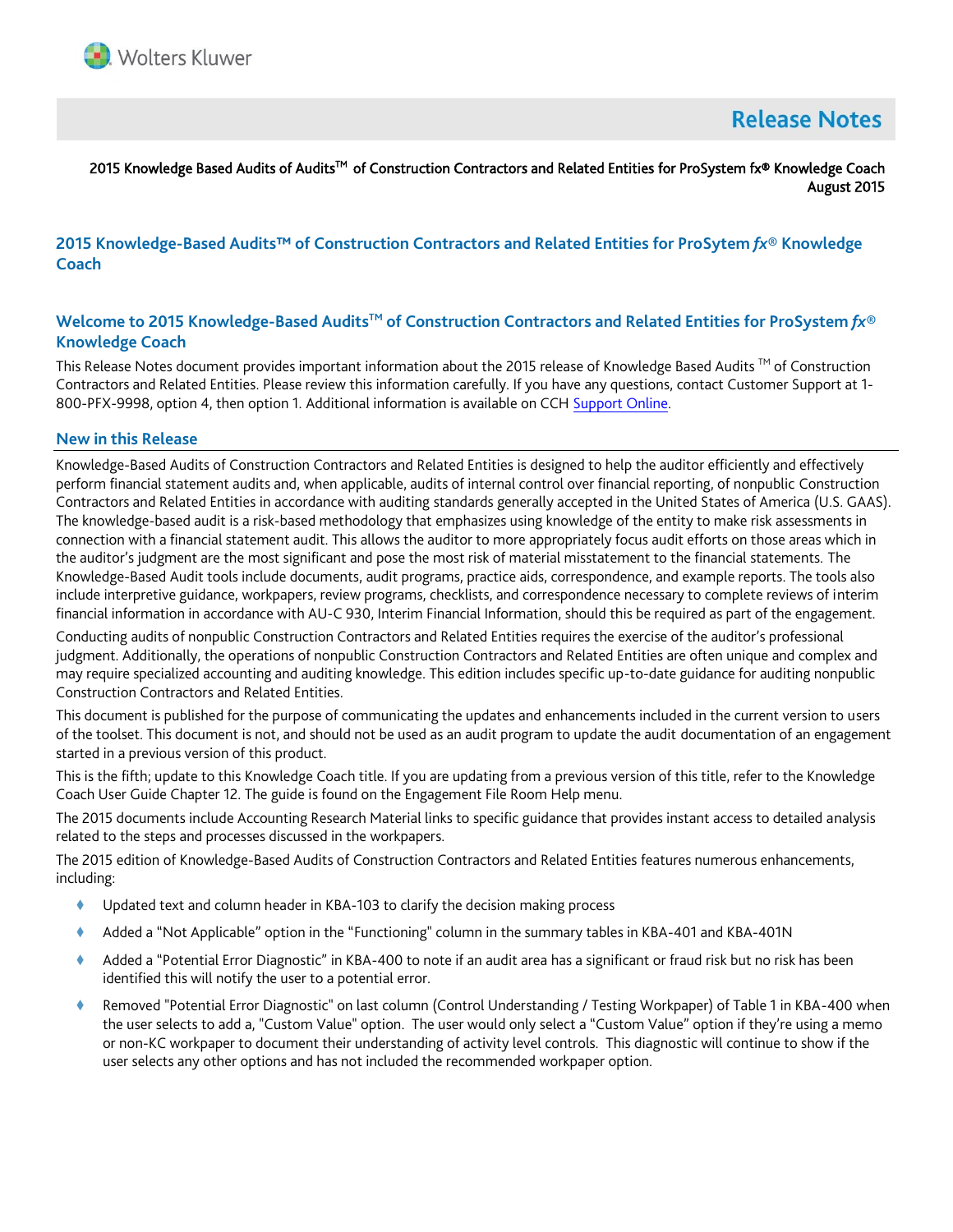# Release Notes

2015 Knowledge Based Audits of Audits™ of Construction Contractors and Related Entities for ProSystem fx® Knowledge Coach
August 2015

## 2015 Knowledge-Based Audits™ of Construction Contractors and Related Entities for ProSytem *fx*® Knowledge Coach

## Welcome to 2015 Knowledge-Based Audits™ of Construction Contractors and Related Entities for ProSystem *fx*® Knowledge Coach

This Release Notes document provides important information about the 2015 release of Knowledge Based Audits ™ of Construction Contractors and Related Entities. Please review this information carefully. If you have any questions, contact Customer Support at 1-800-PFX-9998, option 4, then option 1. Additional information is available on CCH Support Online.

### New in this Release

Knowledge-Based Audits of Construction Contractors and Related Entities is designed to help the auditor efficiently and effectively perform financial statement audits and, when applicable, audits of internal control over financial reporting, of nonpublic Construction Contractors and Related Entities in accordance with auditing standards generally accepted in the United States of America (U.S. GAAS). The knowledge-based audit is a risk-based methodology that emphasizes using knowledge of the entity to make risk assessments in connection with a financial statement audit. This allows the auditor to more appropriately focus audit efforts on those areas which in the auditor's judgment are the most significant and pose the most risk of material misstatement to the financial statements. The Knowledge-Based Audit tools include documents, audit programs, practice aids, correspondence, and example reports. The tools also include interpretive guidance, workpapers, review programs, checklists, and correspondence necessary to complete reviews of interim financial information in accordance with AU-C 930, Interim Financial Information, should this be required as part of the engagement.

Conducting audits of nonpublic Construction Contractors and Related Entities requires the exercise of the auditor's professional judgment. Additionally, the operations of nonpublic Construction Contractors and Related Entities are often unique and complex and may require specialized accounting and auditing knowledge. This edition includes specific up-to-date guidance for auditing nonpublic Construction Contractors and Related Entities.

This document is published for the purpose of communicating the updates and enhancements included in the current version to users of the toolset. This document is not, and should not be used as an audit program to update the audit documentation of an engagement started in a previous version of this product.

This is the fifth; update to this Knowledge Coach title. If you are updating from a previous version of this title, refer to the Knowledge Coach User Guide Chapter 12. The guide is found on the Engagement File Room Help menu.

The 2015 documents include Accounting Research Material links to specific guidance that provides instant access to detailed analysis related to the steps and processes discussed in the workpapers.

The 2015 edition of Knowledge-Based Audits of Construction Contractors and Related Entities features numerous enhancements, including:

- Updated text and column header in KBA-103 to clarify the decision making process
- Added a "Not Applicable" option in the "Functioning" column in the summary tables in KBA-401 and KBA-401N
- Added a "Potential Error Diagnostic" in KBA-400 to note if an audit area has a significant or fraud risk but no risk has been identified this will notify the user to a potential error.
- Removed "Potential Error Diagnostic" on last column (Control Understanding / Testing Workpaper) of Table 1 in KBA-400 when the user selects to add a, "Custom Value" option. The user would only select a "Custom Value" option if they're using a memo or non-KC workpaper to document their understanding of activity level controls. This diagnostic will continue to show if the user selects any other options and has not included the recommended workpaper option.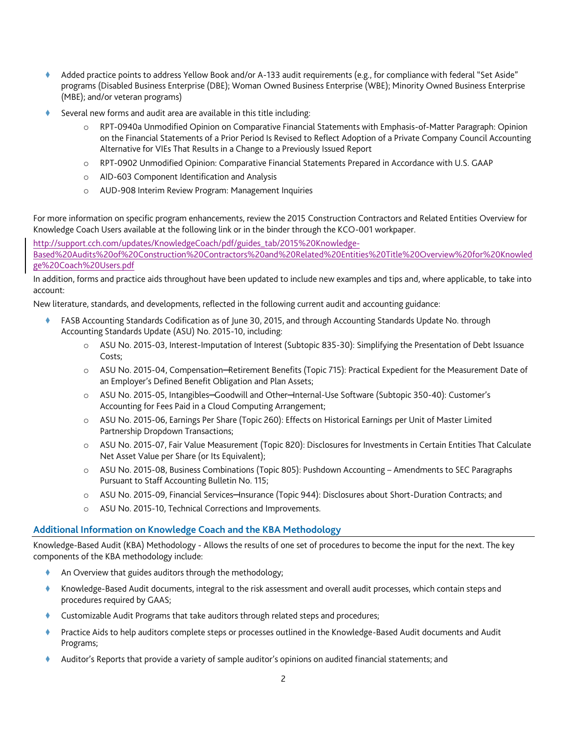- Added practice points to address Yellow Book and/or A-133 audit requirements (e.g., for compliance with federal "Set Aside" programs (Disabled Business Enterprise (DBE); Woman Owned Business Enterprise (WBE); Minority Owned Business Enterprise (MBE); and/or veteran programs)
- Several new forms and audit area are available in this title including:
  - RPT-0940a Unmodified Opinion on Comparative Financial Statements with Emphasis-of-Matter Paragraph: Opinion on the Financial Statements of a Prior Period Is Revised to Reflect Adoption of a Private Company Council Accounting Alternative for VIEs That Results in a Change to a Previously Issued Report
  - RPT-0902 Unmodified Opinion: Comparative Financial Statements Prepared in Accordance with U.S. GAAP
  - AID-603 Component Identification and Analysis
  - AUD-908 Interim Review Program: Management Inquiries

For more information on specific program enhancements, review the 2015 Construction Contractors and Related Entities Overview for Knowledge Coach Users available at the following link or in the binder through the KCO-001 workpaper.

http://support.cch.com/updates/KnowledgeCoach/pdf/guides_tab/2015%20Knowledge-Based%20Audits%20of%20Construction%20Contractors%20and%20Related%20Entities%20Title%20Overview%20for%20Knowledge%20Coach%20Users.pdf

In addition, forms and practice aids throughout have been updated to include new examples and tips and, where applicable, to take into account:

New literature, standards, and developments, reflected in the following current audit and accounting guidance:

- FASB Accounting Standards Codification as of June 30, 2015, and through Accounting Standards Update No. through Accounting Standards Update (ASU) No. 2015-10, including:
  - ASU No. 2015-03, Interest-Imputation of Interest (Subtopic 835-30): Simplifying the Presentation of Debt Issuance Costs;
  - ASU No. 2015-04, Compensation—Retirement Benefits (Topic 715): Practical Expedient for the Measurement Date of an Employer's Defined Benefit Obligation and Plan Assets;
  - ASU No. 2015-05, Intangibles—Goodwill and Other—Internal-Use Software (Subtopic 350-40): Customer's Accounting for Fees Paid in a Cloud Computing Arrangement;
  - ASU No. 2015-06, Earnings Per Share (Topic 260): Effects on Historical Earnings per Unit of Master Limited Partnership Dropdown Transactions;
  - ASU No. 2015-07, Fair Value Measurement (Topic 820): Disclosures for Investments in Certain Entities That Calculate Net Asset Value per Share (or Its Equivalent);
  - ASU No. 2015-08, Business Combinations (Topic 805): Pushdown Accounting – Amendments to SEC Paragraphs Pursuant to Staff Accounting Bulletin No. 115;
  - ASU No. 2015-09, Financial Services—Insurance (Topic 944): Disclosures about Short-Duration Contracts; and
  - ASU No. 2015-10, Technical Corrections and Improvements.

## Additional Information on Knowledge Coach and the KBA Methodology

Knowledge-Based Audit (KBA) Methodology - Allows the results of one set of procedures to become the input for the next. The key components of the KBA methodology include:

- An Overview that guides auditors through the methodology;
- Knowledge-Based Audit documents, integral to the risk assessment and overall audit processes, which contain steps and procedures required by GAAS;
- Customizable Audit Programs that take auditors through related steps and procedures;
- Practice Aids to help auditors complete steps or processes outlined in the Knowledge-Based Audit documents and Audit Programs;
- Auditor's Reports that provide a variety of sample auditor's opinions on audited financial statements; and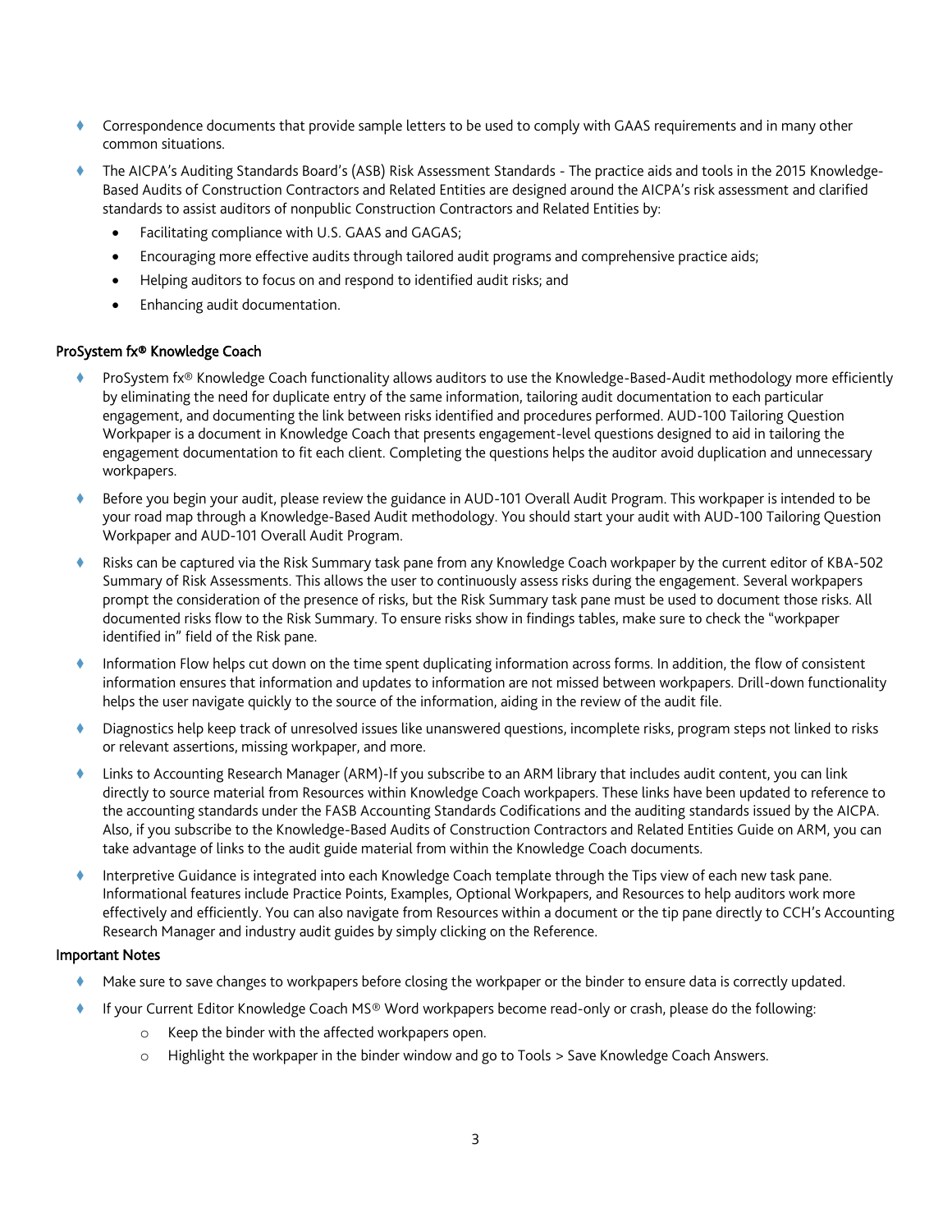- Correspondence documents that provide sample letters to be used to comply with GAAS requirements and in many other common situations.
- The AICPA's Auditing Standards Board's (ASB) Risk Assessment Standards - The practice aids and tools in the 2015 Knowledge-Based Audits of Construction Contractors and Related Entities are designed around the AICPA's risk assessment and clarified standards to assist auditors of nonpublic Construction Contractors and Related Entities by:
  - Facilitating compliance with U.S. GAAS and GAGAS;
  - Encouraging more effective audits through tailored audit programs and comprehensive practice aids;
  - Helping auditors to focus on and respond to identified audit risks; and
  - Enhancing audit documentation.

### ProSystem fx® Knowledge Coach

- ProSystem fx® Knowledge Coach functionality allows auditors to use the Knowledge-Based-Audit methodology more efficiently by eliminating the need for duplicate entry of the same information, tailoring audit documentation to each particular engagement, and documenting the link between risks identified and procedures performed. AUD-100 Tailoring Question Workpaper is a document in Knowledge Coach that presents engagement-level questions designed to aid in tailoring the engagement documentation to fit each client. Completing the questions helps the auditor avoid duplication and unnecessary workpapers.
- Before you begin your audit, please review the guidance in AUD-101 Overall Audit Program. This workpaper is intended to be your road map through a Knowledge-Based Audit methodology. You should start your audit with AUD-100 Tailoring Question Workpaper and AUD-101 Overall Audit Program.
- Risks can be captured via the Risk Summary task pane from any Knowledge Coach workpaper by the current editor of KBA-502 Summary of Risk Assessments. This allows the user to continuously assess risks during the engagement. Several workpapers prompt the consideration of the presence of risks, but the Risk Summary task pane must be used to document those risks. All documented risks flow to the Risk Summary. To ensure risks show in findings tables, make sure to check the "workpaper identified in" field of the Risk pane.
- Information Flow helps cut down on the time spent duplicating information across forms. In addition, the flow of consistent information ensures that information and updates to information are not missed between workpapers. Drill-down functionality helps the user navigate quickly to the source of the information, aiding in the review of the audit file.
- Diagnostics help keep track of unresolved issues like unanswered questions, incomplete risks, program steps not linked to risks or relevant assertions, missing workpaper, and more.
- Links to Accounting Research Manager (ARM)-If you subscribe to an ARM library that includes audit content, you can link directly to source material from Resources within Knowledge Coach workpapers. These links have been updated to reference to the accounting standards under the FASB Accounting Standards Codifications and the auditing standards issued by the AICPA. Also, if you subscribe to the Knowledge-Based Audits of Construction Contractors and Related Entities Guide on ARM, you can take advantage of links to the audit guide material from within the Knowledge Coach documents.
- Interpretive Guidance is integrated into each Knowledge Coach template through the Tips view of each new task pane. Informational features include Practice Points, Examples, Optional Workpapers, and Resources to help auditors work more effectively and efficiently. You can also navigate from Resources within a document or the tip pane directly to CCH's Accounting Research Manager and industry audit guides by simply clicking on the Reference.

### Important Notes

- Make sure to save changes to workpapers before closing the workpaper or the binder to ensure data is correctly updated.
- If your Current Editor Knowledge Coach MS® Word workpapers become read-only or crash, please do the following:
  - Keep the binder with the affected workpapers open.
  - Highlight the workpaper in the binder window and go to Tools > Save Knowledge Coach Answers.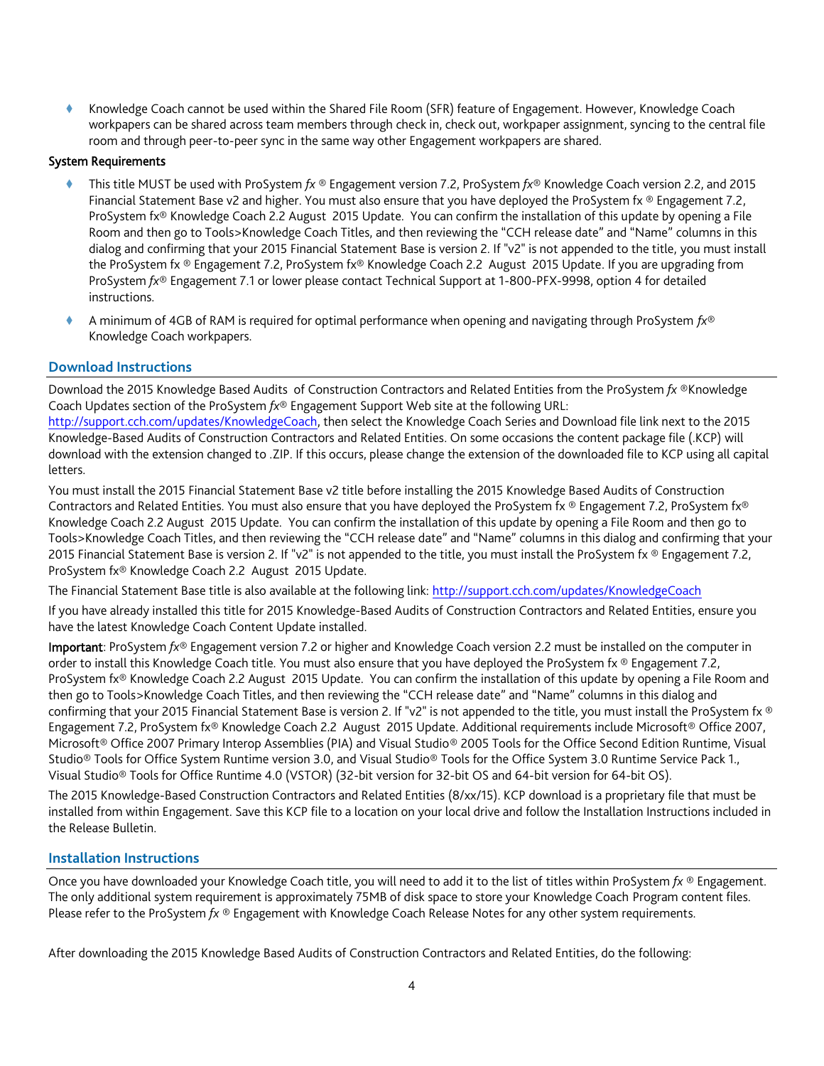- Knowledge Coach cannot be used within the Shared File Room (SFR) feature of Engagement. However, Knowledge Coach workpapers can be shared across team members through check in, check out, workpaper assignment, syncing to the central file room and through peer-to-peer sync in the same way other Engagement workpapers are shared.

**System Requirements**

- This title MUST be used with ProSystem *fx* ® Engagement version 7.2, ProSystem *fx*® Knowledge Coach version 2.2, and 2015 Financial Statement Base v2 and higher. You must also ensure that you have deployed the ProSystem fx ® Engagement 7.2, ProSystem fx® Knowledge Coach 2.2 August 2015 Update. You can confirm the installation of this update by opening a File Room and then go to Tools>Knowledge Coach Titles, and then reviewing the "CCH release date" and "Name" columns in this dialog and confirming that your 2015 Financial Statement Base is version 2. If "v2" is not appended to the title, you must install the ProSystem fx ® Engagement 7.2, ProSystem fx® Knowledge Coach 2.2 August 2015 Update. If you are upgrading from ProSystem *fx*® Engagement 7.1 or lower please contact Technical Support at 1-800-PFX-9998, option 4 for detailed instructions.
- A minimum of 4GB of RAM is required for optimal performance when opening and navigating through ProSystem *fx*® Knowledge Coach workpapers.

## Download Instructions

Download the 2015 Knowledge Based Audits of Construction Contractors and Related Entities from the ProSystem *fx* ®Knowledge Coach Updates section of the ProSystem *fx*® Engagement Support Web site at the following URL: http://support.cch.com/updates/KnowledgeCoach, then select the Knowledge Coach Series and Download file link next to the 2015 Knowledge-Based Audits of Construction Contractors and Related Entities. On some occasions the content package file (.KCP) will download with the extension changed to .ZIP. If this occurs, please change the extension of the downloaded file to KCP using all capital letters.

You must install the 2015 Financial Statement Base v2 title before installing the 2015 Knowledge Based Audits of Construction Contractors and Related Entities. You must also ensure that you have deployed the ProSystem fx ® Engagement 7.2, ProSystem fx® Knowledge Coach 2.2 August 2015 Update. You can confirm the installation of this update by opening a File Room and then go to Tools>Knowledge Coach Titles, and then reviewing the "CCH release date" and "Name" columns in this dialog and confirming that your 2015 Financial Statement Base is version 2. If "v2" is not appended to the title, you must install the ProSystem fx ® Engagement 7.2, ProSystem fx® Knowledge Coach 2.2 August 2015 Update.

The Financial Statement Base title is also available at the following link: http://support.cch.com/updates/KnowledgeCoach

If you have already installed this title for 2015 Knowledge-Based Audits of Construction Contractors and Related Entities, ensure you have the latest Knowledge Coach Content Update installed.

**Important**: ProSystem *fx*® Engagement version 7.2 or higher and Knowledge Coach version 2.2 must be installed on the computer in order to install this Knowledge Coach title. You must also ensure that you have deployed the ProSystem fx ® Engagement 7.2, ProSystem fx® Knowledge Coach 2.2 August 2015 Update. You can confirm the installation of this update by opening a File Room and then go to Tools>Knowledge Coach Titles, and then reviewing the "CCH release date" and "Name" columns in this dialog and confirming that your 2015 Financial Statement Base is version 2. If "v2" is not appended to the title, you must install the ProSystem fx ® Engagement 7.2, ProSystem fx® Knowledge Coach 2.2 August 2015 Update. Additional requirements include Microsoft® Office 2007, Microsoft® Office 2007 Primary Interop Assemblies (PIA) and Visual Studio® 2005 Tools for the Office Second Edition Runtime, Visual Studio® Tools for Office System Runtime version 3.0, and Visual Studio® Tools for the Office System 3.0 Runtime Service Pack 1., Visual Studio® Tools for Office Runtime 4.0 (VSTOR) (32-bit version for 32-bit OS and 64-bit version for 64-bit OS).

The 2015 Knowledge-Based Construction Contractors and Related Entities (8/xx/15). KCP download is a proprietary file that must be installed from within Engagement. Save this KCP file to a location on your local drive and follow the Installation Instructions included in the Release Bulletin.

## Installation Instructions

Once you have downloaded your Knowledge Coach title, you will need to add it to the list of titles within ProSystem *fx* ® Engagement. The only additional system requirement is approximately 75MB of disk space to store your Knowledge Coach Program content files. Please refer to the ProSystem *fx* ® Engagement with Knowledge Coach Release Notes for any other system requirements.

After downloading the 2015 Knowledge Based Audits of Construction Contractors and Related Entities, do the following: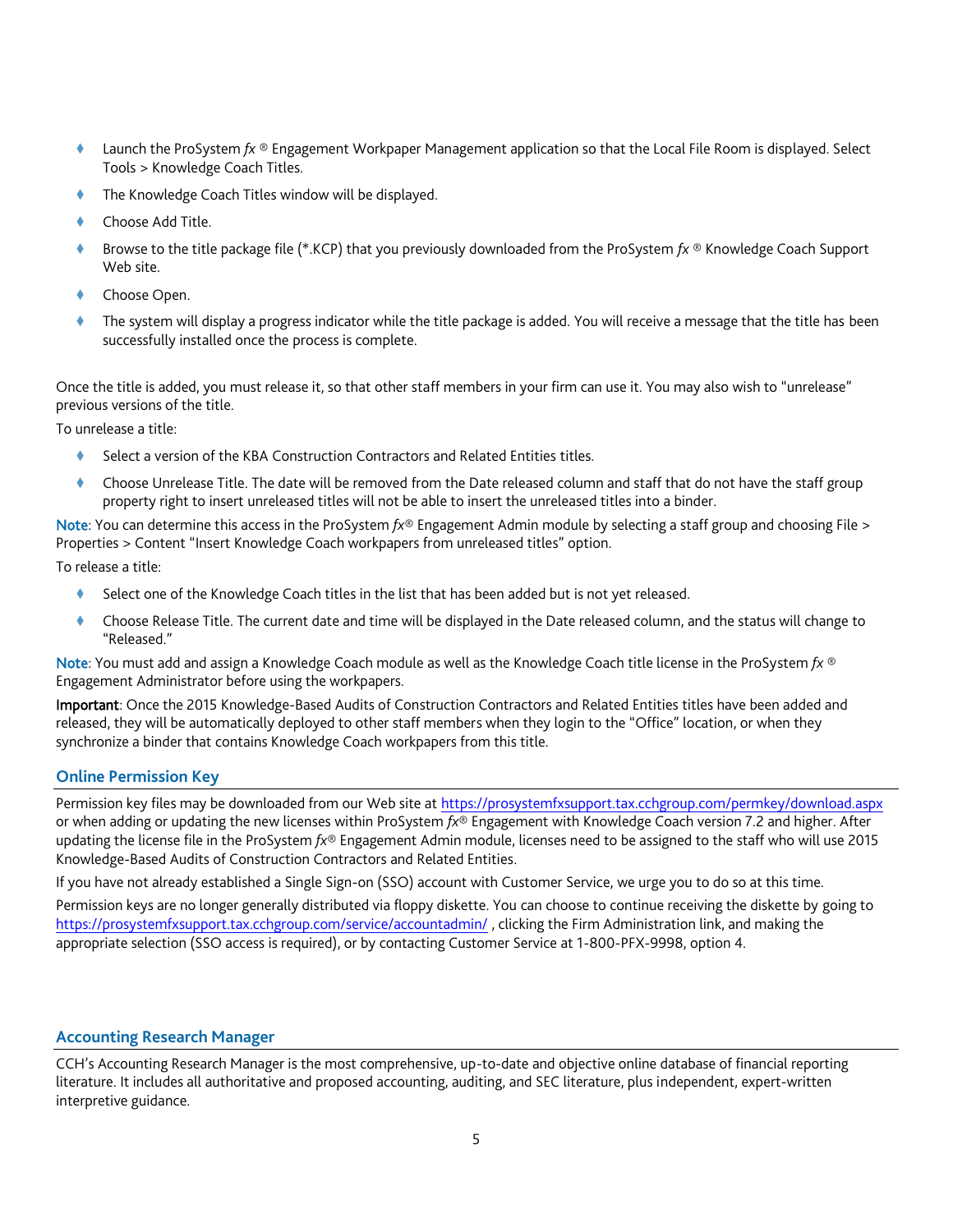- Launch the ProSystem *fx* ® Engagement Workpaper Management application so that the Local File Room is displayed. Select Tools > Knowledge Coach Titles.
- The Knowledge Coach Titles window will be displayed.
- Choose Add Title.
- Browse to the title package file (*.KCP) that you previously downloaded from the ProSystem *fx* ® Knowledge Coach Support Web site.
- Choose Open.
- The system will display a progress indicator while the title package is added. You will receive a message that the title has been successfully installed once the process is complete.

Once the title is added, you must release it, so that other staff members in your firm can use it. You may also wish to "unrelease" previous versions of the title.

To unrelease a title:

- Select a version of the KBA Construction Contractors and Related Entities titles.
- Choose Unrelease Title. The date will be removed from the Date released column and staff that do not have the staff group property right to insert unreleased titles will not be able to insert the unreleased titles into a binder.

Note: You can determine this access in the ProSystem *fx*® Engagement Admin module by selecting a staff group and choosing File > Properties > Content "Insert Knowledge Coach workpapers from unreleased titles" option.

To release a title:

- Select one of the Knowledge Coach titles in the list that has been added but is not yet released.
- Choose Release Title. The current date and time will be displayed in the Date released column, and the status will change to "Released."

Note: You must add and assign a Knowledge Coach module as well as the Knowledge Coach title license in the ProSystem *fx* ® Engagement Administrator before using the workpapers.

**Important**: Once the 2015 Knowledge-Based Audits of Construction Contractors and Related Entities titles have been added and released, they will be automatically deployed to other staff members when they login to the "Office" location, or when they synchronize a binder that contains Knowledge Coach workpapers from this title.

## Online Permission Key

Permission key files may be downloaded from our Web site at https://prosystemfxsupport.tax.cchgroup.com/permkey/download.aspx or when adding or updating the new licenses within ProSystem *fx*® Engagement with Knowledge Coach version 7.2 and higher. After updating the license file in the ProSystem *fx*® Engagement Admin module, licenses need to be assigned to the staff who will use 2015 Knowledge-Based Audits of Construction Contractors and Related Entities.

If you have not already established a Single Sign-on (SSO) account with Customer Service, we urge you to do so at this time.

Permission keys are no longer generally distributed via floppy diskette. You can choose to continue receiving the diskette by going to https://prosystemfxsupport.tax.cchgroup.com/service/accountadmin/ , clicking the Firm Administration link, and making the appropriate selection (SSO access is required), or by contacting Customer Service at 1-800-PFX-9998, option 4.

## Accounting Research Manager

CCH's Accounting Research Manager is the most comprehensive, up-to-date and objective online database of financial reporting literature. It includes all authoritative and proposed accounting, auditing, and SEC literature, plus independent, expert-written interpretive guidance.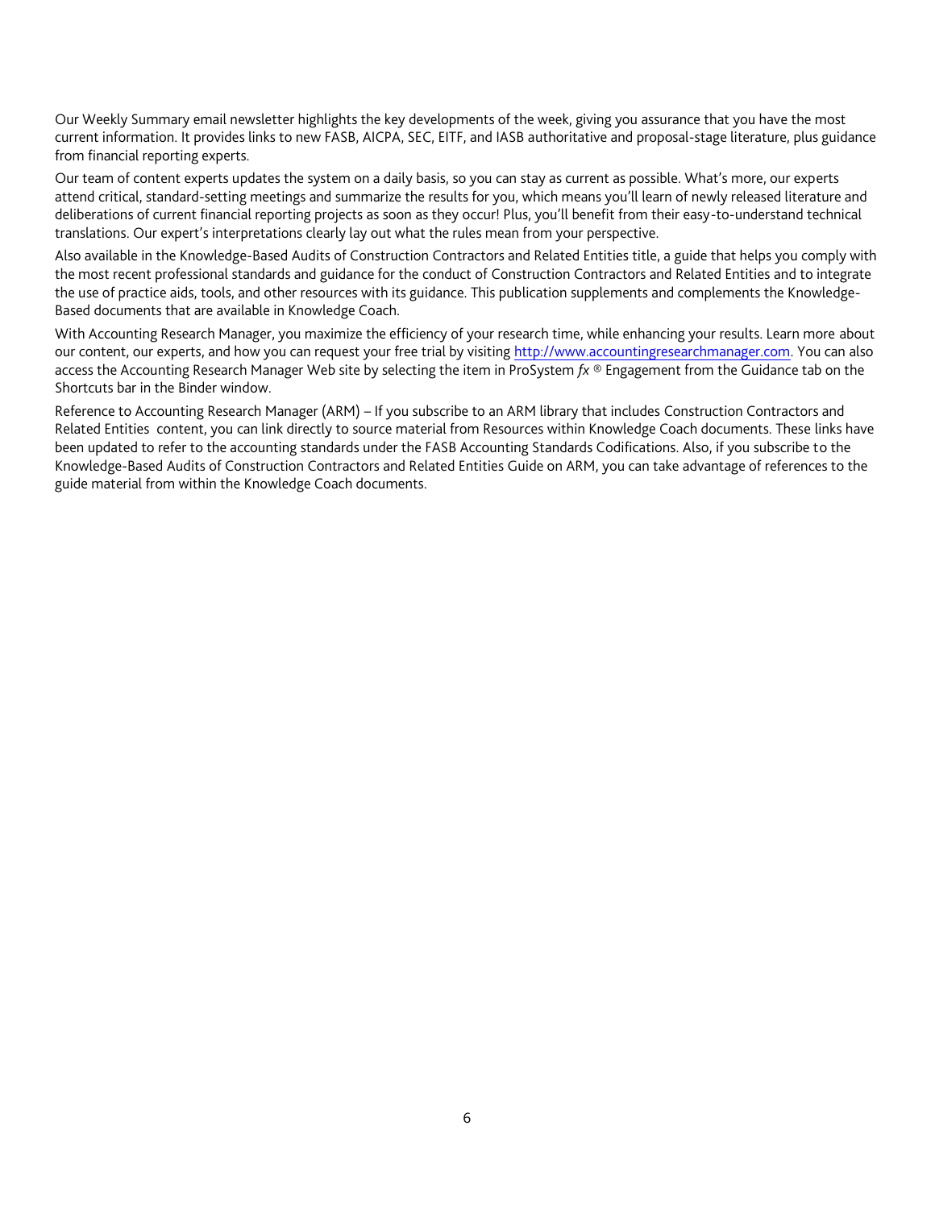Our Weekly Summary email newsletter highlights the key developments of the week, giving you assurance that you have the most current information. It provides links to new FASB, AICPA, SEC, EITF, and IASB authoritative and proposal-stage literature, plus guidance from financial reporting experts.

Our team of content experts updates the system on a daily basis, so you can stay as current as possible. What's more, our experts attend critical, standard-setting meetings and summarize the results for you, which means you'll learn of newly released literature and deliberations of current financial reporting projects as soon as they occur! Plus, you'll benefit from their easy-to-understand technical translations. Our expert's interpretations clearly lay out what the rules mean from your perspective.

Also available in the Knowledge-Based Audits of Construction Contractors and Related Entities title, a guide that helps you comply with the most recent professional standards and guidance for the conduct of Construction Contractors and Related Entities and to integrate the use of practice aids, tools, and other resources with its guidance. This publication supplements and complements the Knowledge-Based documents that are available in Knowledge Coach.

With Accounting Research Manager, you maximize the efficiency of your research time, while enhancing your results. Learn more about our content, our experts, and how you can request your free trial by visiting [http://www.accountingresearchmanager.com](http://www.accountingresearchmanager.com). You can also access the Accounting Research Manager Web site by selecting the item in ProSystem *fx* ® Engagement from the Guidance tab on the Shortcuts bar in the Binder window.

Reference to Accounting Research Manager (ARM) – If you subscribe to an ARM library that includes Construction Contractors and Related Entities content, you can link directly to source material from Resources within Knowledge Coach documents. These links have been updated to refer to the accounting standards under the FASB Accounting Standards Codifications. Also, if you subscribe to the Knowledge-Based Audits of Construction Contractors and Related Entities Guide on ARM, you can take advantage of references to the guide material from within the Knowledge Coach documents.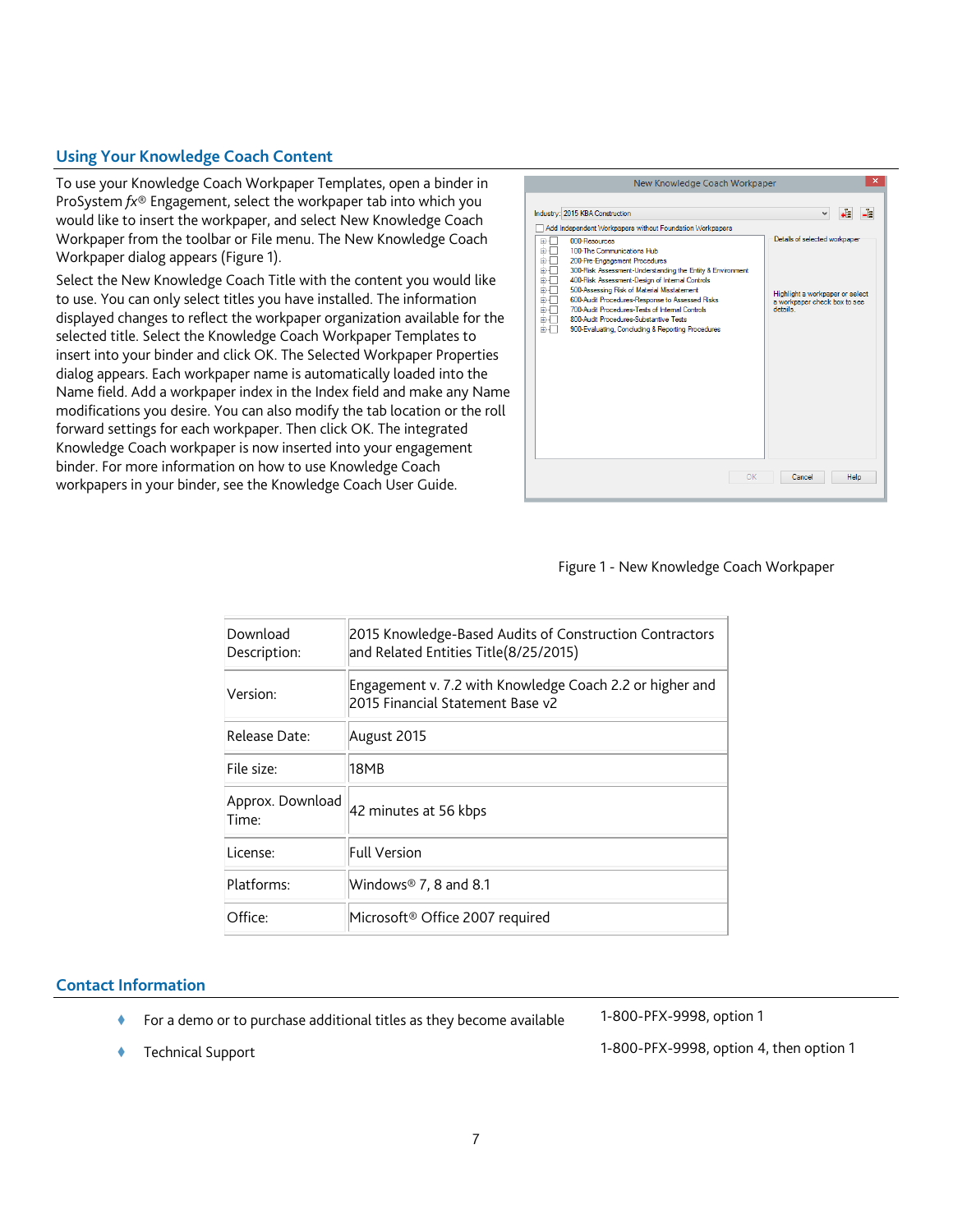## Using Your Knowledge Coach Content

To use your Knowledge Coach Workpaper Templates, open a binder in ProSystem *fx*® Engagement, select the workpaper tab into which you would like to insert the workpaper, and select New Knowledge Coach Workpaper from the toolbar or File menu. The New Knowledge Coach Workpaper dialog appears (Figure 1).

Select the New Knowledge Coach Title with the content you would like to use. You can only select titles you have installed. The information displayed changes to reflect the workpaper organization available for the selected title. Select the Knowledge Coach Workpaper Templates to insert into your binder and click OK. The Selected Workpaper Properties dialog appears. Each workpaper name is automatically loaded into the Name field. Add a workpaper index in the Index field and make any Name modifications you desire. You can also modify the tab location or the roll forward settings for each workpaper. Then click OK. The integrated Knowledge Coach workpaper is now inserted into your engagement binder. For more information on how to use Knowledge Coach workpapers in your binder, see the Knowledge Coach User Guide.

Figure 1 - New Knowledge Coach Workpaper

| | |
|---|---|
| Download Description: | 2015 Knowledge-Based Audits of Construction Contractors and Related Entities Title(8/25/2015) |
| Version: | Engagement v. 7.2 with Knowledge Coach 2.2 or higher and 2015 Financial Statement Base v2 |
| Release Date: | August 2015 |
| File size: | 18MB |
| Approx. Download Time: | 42 minutes at 56 kbps |
| License: | Full Version |
| Platforms: | Windows® 7, 8 and 8.1 |
| Office: | Microsoft® Office 2007 required |

## Contact Information

- For a demo or to purchase additional titles as they become available — 1-800-PFX-9998, option 1
- Technical Support — 1-800-PFX-9998, option 4, then option 1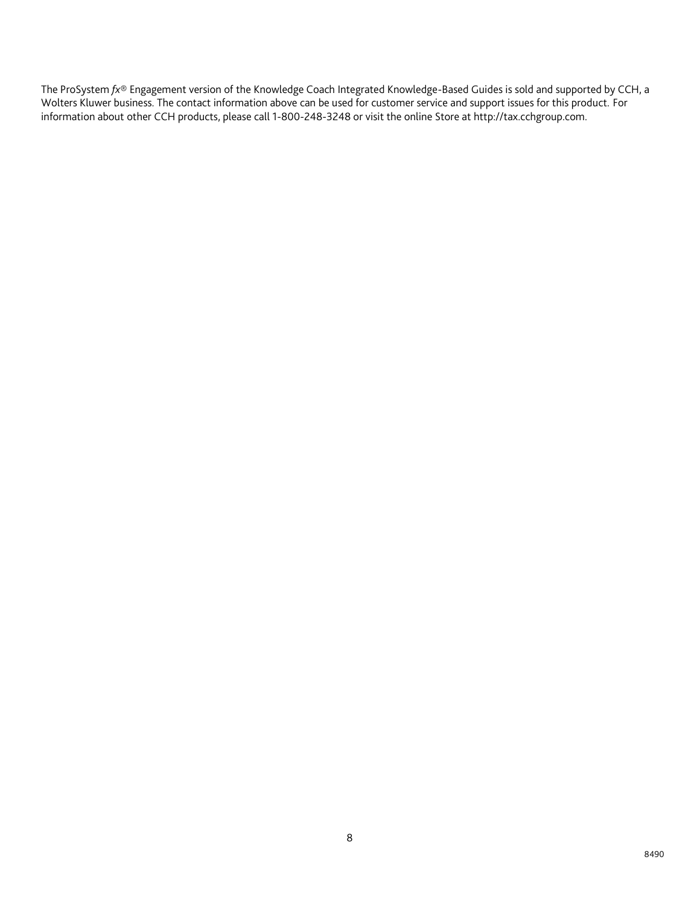The ProSystem *fx*® Engagement version of the Knowledge Coach Integrated Knowledge-Based Guides is sold and supported by CCH, a Wolters Kluwer business. The contact information above can be used for customer service and support issues for this product. For information about other CCH products, please call 1-800-248-3248 or visit the online Store at http://tax.cchgroup.com.

8490